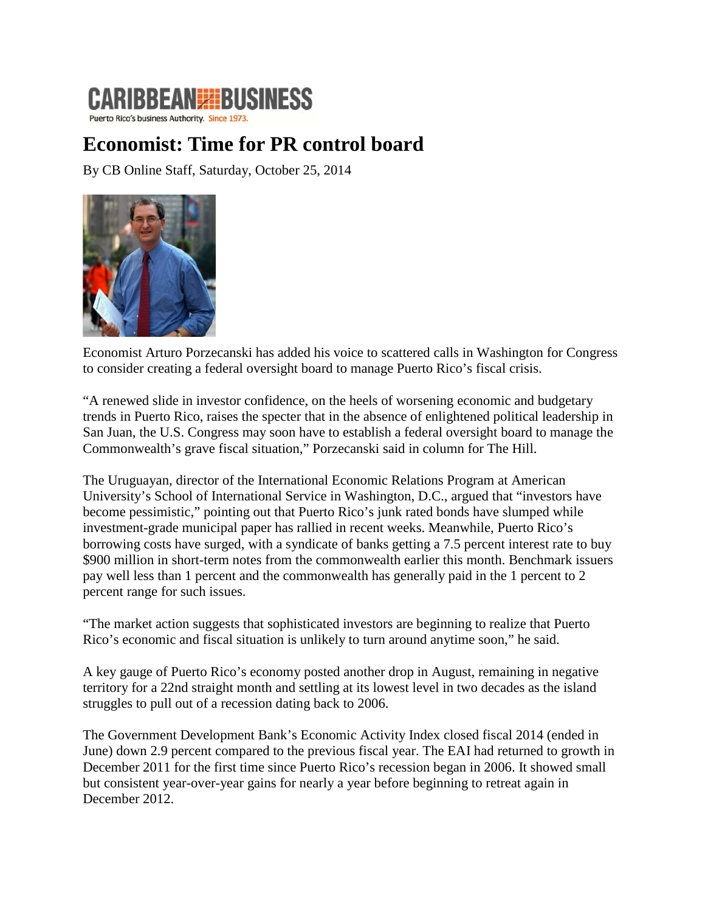CARIBBEAN BUSINESS
Puerto Rico's business Authority. Since 1973.

# Economist: Time for PR control board

By CB Online Staff, Saturday, October 25, 2014

Economist Arturo Porzecanski has added his voice to scattered calls in Washington for Congress to consider creating a federal oversight board to manage Puerto Rico's fiscal crisis.

"A renewed slide in investor confidence, on the heels of worsening economic and budgetary trends in Puerto Rico, raises the specter that in the absence of enlightened political leadership in San Juan, the U.S. Congress may soon have to establish a federal oversight board to manage the Commonwealth's grave fiscal situation," Porzecanski said in column for The Hill.

The Uruguayan, director of the International Economic Relations Program at American University's School of International Service in Washington, D.C., argued that "investors have become pessimistic," pointing out that Puerto Rico's junk rated bonds have slumped while investment-grade municipal paper has rallied in recent weeks. Meanwhile, Puerto Rico's borrowing costs have surged, with a syndicate of banks getting a 7.5 percent interest rate to buy $900 million in short-term notes from the commonwealth earlier this month. Benchmark issuers pay well less than 1 percent and the commonwealth has generally paid in the 1 percent to 2 percent range for such issues.

"The market action suggests that sophisticated investors are beginning to realize that Puerto Rico's economic and fiscal situation is unlikely to turn around anytime soon," he said.

A key gauge of Puerto Rico's economy posted another drop in August, remaining in negative territory for a 22nd straight month and settling at its lowest level in two decades as the island struggles to pull out of a recession dating back to 2006.

The Government Development Bank's Economic Activity Index closed fiscal 2014 (ended in June) down 2.9 percent compared to the previous fiscal year. The EAI had returned to growth in December 2011 for the first time since Puerto Rico's recession began in 2006. It showed small but consistent year-over-year gains for nearly a year before beginning to retreat again in December 2012.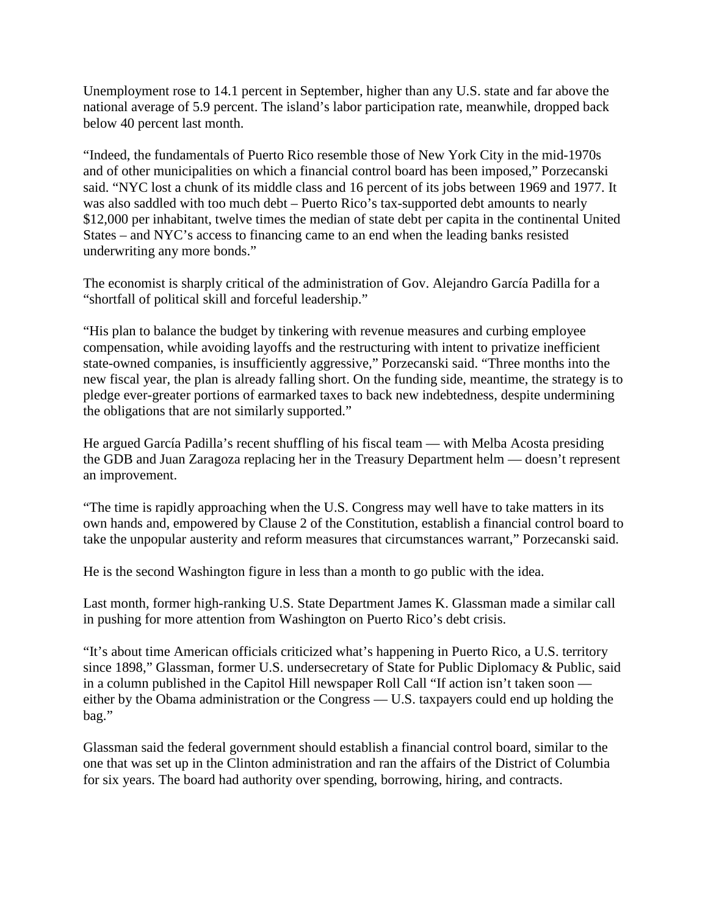Unemployment rose to 14.1 percent in September, higher than any U.S. state and far above the national average of 5.9 percent. The island's labor participation rate, meanwhile, dropped back below 40 percent last month.

"Indeed, the fundamentals of Puerto Rico resemble those of New York City in the mid-1970s and of other municipalities on which a financial control board has been imposed," Porzecanski said. "NYC lost a chunk of its middle class and 16 percent of its jobs between 1969 and 1977. It was also saddled with too much debt – Puerto Rico's tax-supported debt amounts to nearly $12,000 per inhabitant, twelve times the median of state debt per capita in the continental United States – and NYC's access to financing came to an end when the leading banks resisted underwriting any more bonds."

The economist is sharply critical of the administration of Gov. Alejandro García Padilla for a "shortfall of political skill and forceful leadership."

"His plan to balance the budget by tinkering with revenue measures and curbing employee compensation, while avoiding layoffs and the restructuring with intent to privatize inefficient state-owned companies, is insufficiently aggressive," Porzecanski said. "Three months into the new fiscal year, the plan is already falling short. On the funding side, meantime, the strategy is to pledge ever-greater portions of earmarked taxes to back new indebtedness, despite undermining the obligations that are not similarly supported."

He argued García Padilla's recent shuffling of his fiscal team — with Melba Acosta presiding the GDB and Juan Zaragoza replacing her in the Treasury Department helm — doesn't represent an improvement.

"The time is rapidly approaching when the U.S. Congress may well have to take matters in its own hands and, empowered by Clause 2 of the Constitution, establish a financial control board to take the unpopular austerity and reform measures that circumstances warrant," Porzecanski said.

He is the second Washington figure in less than a month to go public with the idea.

Last month, former high-ranking U.S. State Department James K. Glassman made a similar call in pushing for more attention from Washington on Puerto Rico's debt crisis.

"It's about time American officials criticized what's happening in Puerto Rico, a U.S. territory since 1898," Glassman, former U.S. undersecretary of State for Public Diplomacy & Public, said in a column published in the Capitol Hill newspaper Roll Call "If action isn't taken soon — either by the Obama administration or the Congress — U.S. taxpayers could end up holding the bag."

Glassman said the federal government should establish a financial control board, similar to the one that was set up in the Clinton administration and ran the affairs of the District of Columbia for six years. The board had authority over spending, borrowing, hiring, and contracts.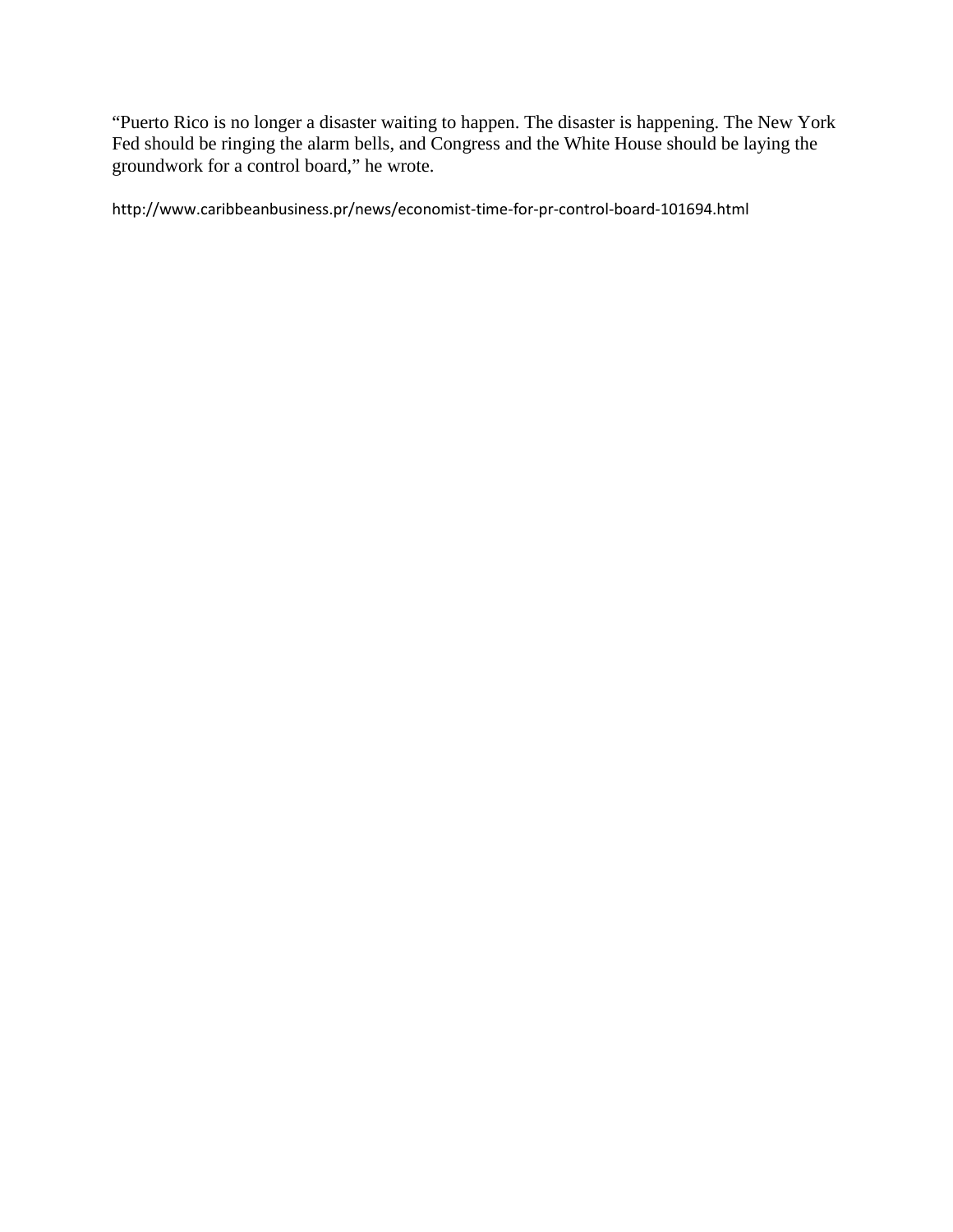“Puerto Rico is no longer a disaster waiting to happen. The disaster is happening. The New York Fed should be ringing the alarm bells, and Congress and the White House should be laying the groundwork for a control board,” he wrote.

http://www.caribbeanbusiness.pr/news/economist-time-for-pr-control-board-101694.html